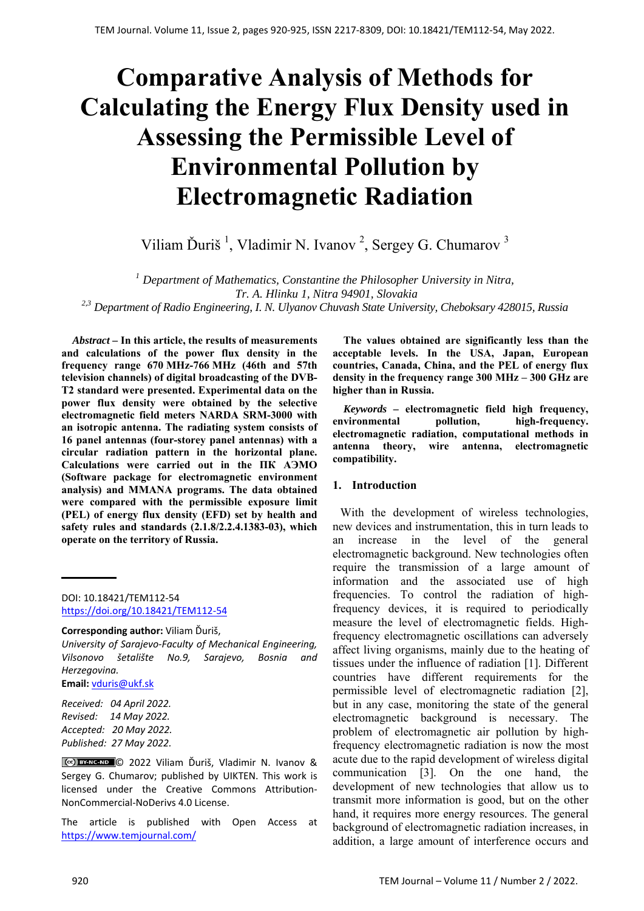# Comparative Analysis of Methods for Calculating the Energy Flux Density used in Assessing the Permissible Level of Environmental Pollution by Electromagnetic Radiation

Viliam Ďuriš [1], Vladimir N. Ivanov [2], Sergey G. Chumarov [3]

[1] *Department of Mathematics, Constantine the Philosopher University in Nitra, Tr. A. Hlinku 1, Nitra 94901, Slovakia*
[2,3] *Department of Radio Engineering, I. N. Ulyanov Chuvash State University, Cheboksary 428015, Russia*

***Abstract*** **– In this article, the results of measurements and calculations of the power flux density in the frequency range 670 MHz-766 MHz (46th and 57th television channels) of digital broadcasting of the DVB-T2 standard were presented. Experimental data on the power flux density were obtained by the selective electromagnetic field meters NARDA SRM-3000 with an isotropic antenna. The radiating system consists of 16 panel antennas (four-storey panel antennas) with a circular radiation pattern in the horizontal plane. Calculations were carried out in the ПК АЭМО (Software package for electromagnetic environment analysis) and MMANA programs. The data obtained were compared with the permissible exposure limit (PEL) of energy flux density (EFD) set by health and safety rules and standards (2.1.8/2.2.4.1383-03), which operate on the territory of Russia.**

**The values obtained are significantly less than the acceptable levels. In the USA, Japan, European countries, Canada, China, and the PEL of energy flux density in the frequency range 300 MHz – 300 GHz are higher than in Russia.**

***Keywords*** **– electromagnetic field high frequency, environmental pollution, high-frequency. electromagnetic radiation, computational methods in antenna theory, wire antenna, electromagnetic compatibility.**

DOI: 10.18421/TEM112-54
https://doi.org/10.18421/TEM112-54

**Corresponding author:** Viliam Ďuriš,
*University of Sarajevo-Faculty of Mechanical Engineering, Vilsonovo šetalište No.9, Sarajevo, Bosnia and Herzegovina.*
**Email:** vduris@ukf.sk

*Received: 04 April 2022.*
*Revised: 14 May 2022.*
*Accepted: 20 May 2022.*
*Published: 27 May 2022.*

© 2022 Viliam Ďuriš, Vladimir N. Ivanov & Sergey G. Chumarov; published by UIKTEN. This work is licensed under the Creative Commons Attribution-NonCommercial-NoDerivs 4.0 License.

The article is published with Open Access at https://www.temjournal.com/

## 1. Introduction

With the development of wireless technologies, new devices and instrumentation, this in turn leads to an increase in the level of the general electromagnetic background. New technologies often require the transmission of a large amount of information and the associated use of high frequencies. To control the radiation of high-frequency devices, it is required to periodically measure the level of electromagnetic fields. High-frequency electromagnetic oscillations can adversely affect living organisms, mainly due to the heating of tissues under the influence of radiation [1]. Different countries have different requirements for the permissible level of electromagnetic radiation [2], but in any case, monitoring the state of the general electromagnetic background is necessary. The problem of electromagnetic air pollution by high-frequency electromagnetic radiation is now the most acute due to the rapid development of wireless digital communication [3]. On the one hand, the development of new technologies that allow us to transmit more information is good, but on the other hand, it requires more energy resources. The general background of electromagnetic radiation increases, in addition, a large amount of interference occurs and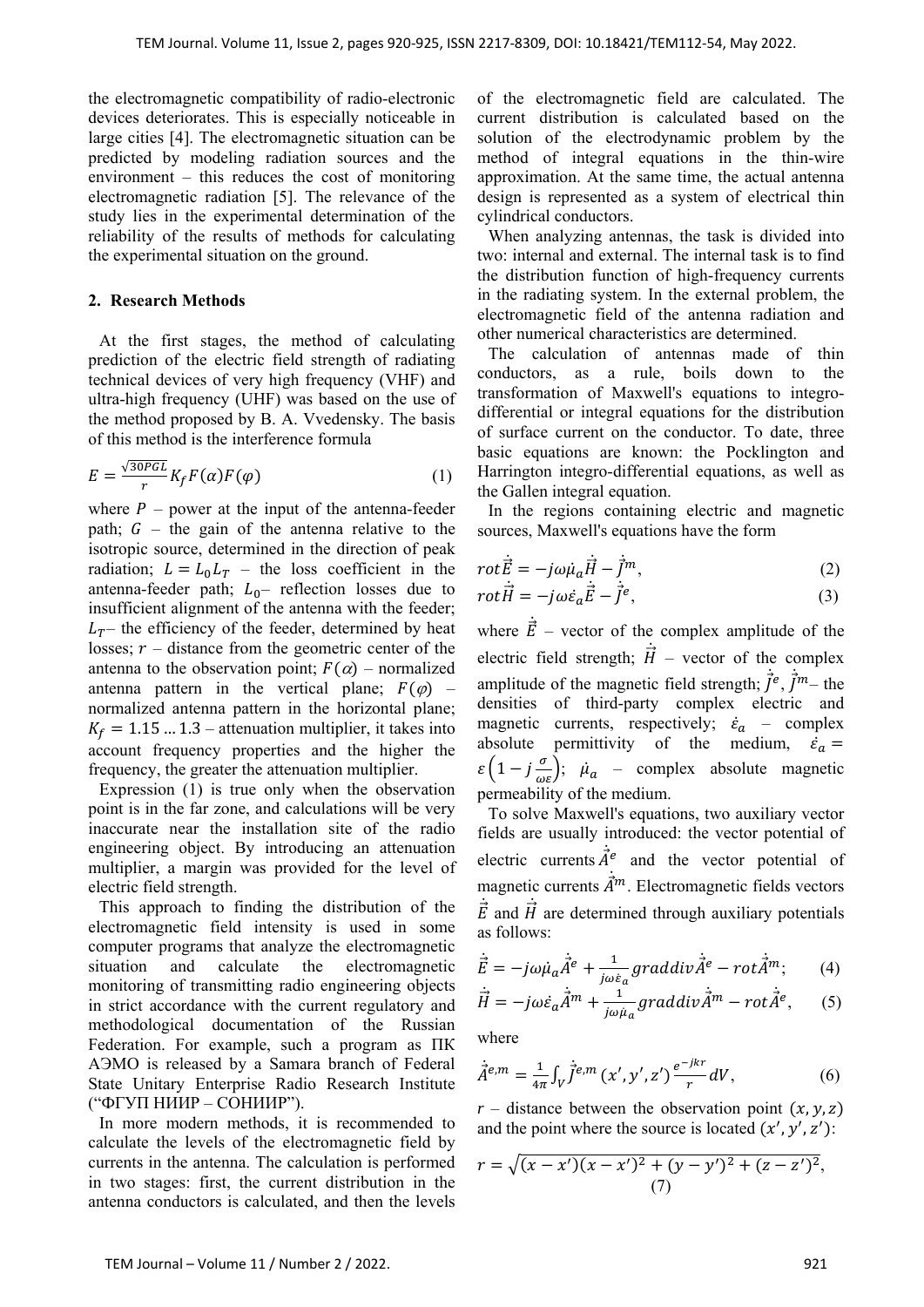the electromagnetic compatibility of radio-electronic devices deteriorates. This is especially noticeable in large cities [4]. The electromagnetic situation can be predicted by modeling radiation sources and the environment – this reduces the cost of monitoring electromagnetic radiation [5]. The relevance of the study lies in the experimental determination of the reliability of the results of methods for calculating the experimental situation on the ground.

## 2. Research Methods

At the first stages, the method of calculating prediction of the electric field strength of radiating technical devices of very high frequency (VHF) and ultra-high frequency (UHF) was based on the use of the method proposed by B. A. Vvedensky. The basis of this method is the interference formula

$$E = \frac{\sqrt{30PGL}}{r} K_f F(\alpha) F(\varphi) \tag{1}$$

where $P$ – power at the input of the antenna-feeder path; $G$ – the gain of the antenna relative to the isotropic source, determined in the direction of peak radiation; $L = L_0 L_T$ – the loss coefficient in the antenna-feeder path; $L_0$– reflection losses due to insufficient alignment of the antenna with the feeder; $L_T$– the efficiency of the feeder, determined by heat losses; $r$ – distance from the geometric center of the antenna to the observation point; $F(\alpha)$ – normalized antenna pattern in the vertical plane; $F(\varphi)$ – normalized antenna pattern in the horizontal plane; $K_f = 1.15 \ldots 1.3$ – attenuation multiplier, it takes into account frequency properties and the higher the frequency, the greater the attenuation multiplier.

Expression (1) is true only when the observation point is in the far zone, and calculations will be very inaccurate near the installation site of the radio engineering object. By introducing an attenuation multiplier, a margin was provided for the level of electric field strength.

This approach to finding the distribution of the electromagnetic field intensity is used in some computer programs that analyze the electromagnetic situation and calculate the electromagnetic monitoring of transmitting radio engineering objects in strict accordance with the current regulatory and methodological documentation of the Russian Federation. For example, such a program as ПК АЭМО is released by a Samara branch of Federal State Unitary Enterprise Radio Research Institute ("ФГУП НИИР – СОНИИР").

In more modern methods, it is recommended to calculate the levels of the electromagnetic field by currents in the antenna. The calculation is performed in two stages: first, the current distribution in the antenna conductors is calculated, and then the levels of the electromagnetic field are calculated. The current distribution is calculated based on the solution of the electrodynamic problem by the method of integral equations in the thin-wire approximation. At the same time, the actual antenna design is represented as a system of electrical thin cylindrical conductors.

When analyzing antennas, the task is divided into two: internal and external. The internal task is to find the distribution function of high-frequency currents in the radiating system. In the external problem, the electromagnetic field of the antenna radiation and other numerical characteristics are determined.

The calculation of antennas made of thin conductors, as a rule, boils down to the transformation of Maxwell's equations to integro-differential or integral equations for the distribution of surface current on the conductor. To date, three basic equations are known: the Pocklington and Harrington integro-differential equations, as well as the Gallen integral equation.

In the regions containing electric and magnetic sources, Maxwell's equations have the form

$$rot\dot{\vec{E}} = -j\omega\dot{\mu}_a\dot{\vec{H}} - \dot{\vec{J}}^m, \tag{2}$$

$$rot\dot{\vec{H}} = -j\omega\dot{\varepsilon}_a\dot{\vec{E}} - \dot{\vec{J}}^e, \tag{3}$$

where $\dot{\vec{E}}$ – vector of the complex amplitude of the electric field strength; $\dot{\vec{H}}$ – vector of the complex amplitude of the magnetic field strength; $\dot{\vec{J}}^e, \dot{\vec{J}}^m$– the densities of third-party complex electric and magnetic currents, respectively; $\dot{\varepsilon}_a$ – complex absolute permittivity of the medium, $\dot{\varepsilon}_a = \varepsilon\left(1 - j\frac{\sigma}{\omega\varepsilon}\right)$; $\dot{\mu}_a$ – complex absolute magnetic permeability of the medium.

To solve Maxwell's equations, two auxiliary vector fields are usually introduced: the vector potential of electric currents $\dot{\vec{A}}^e$ and the vector potential of magnetic currents $\dot{\vec{A}}^m$. Electromagnetic fields vectors $\dot{\vec{E}}$ and $\dot{\vec{H}}$ are determined through auxiliary potentials as follows:

$$\dot{\vec{E}} = -j\omega\dot{\mu}_a\dot{\vec{A}}^e + \frac{1}{j\omega\dot{\varepsilon}_a} grad div\dot{\vec{A}}^e - rot\dot{\vec{A}}^m; \tag{4}$$

$$\dot{\vec{H}} = -j\omega\dot{\varepsilon}_a\dot{\vec{A}}^m + \frac{1}{j\omega\dot{\mu}_a} grad div\dot{\vec{A}}^m - rot\dot{\vec{A}}^e, \tag{5}$$

where

$$\dot{\vec{A}}^{e,m} = \frac{1}{4\pi}\int_V \dot{\vec{J}}^{e,m}(x', y', z')\frac{e^{-jkr}}{r}dV, \tag{6}$$

$r$ – distance between the observation point $(x, y, z)$ and the point where the source is located $(x', y', z')$:

$$r = \sqrt{(x - x')(x - x')^2 + (y - y')^2 + (z - z')^2}, \tag{7}$$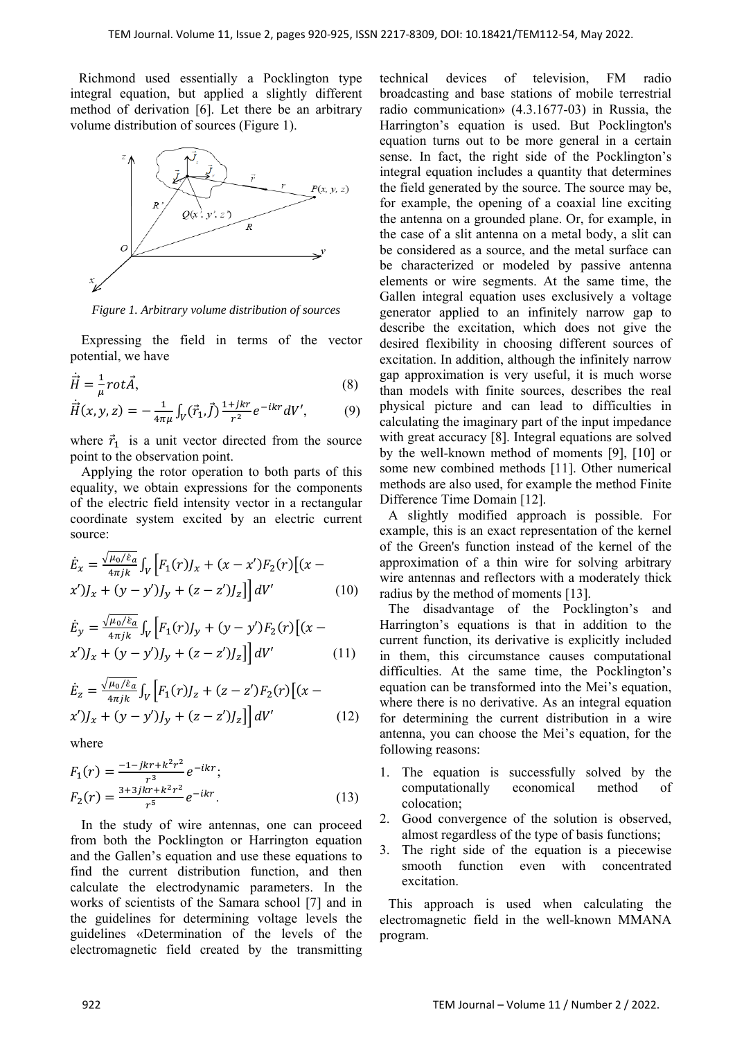Richmond used essentially a Pocklington type integral equation, but applied a slightly different method of derivation [6]. Let there be an arbitrary volume distribution of sources (Figure 1).

*Figure 1. Arbitrary volume distribution of sources*

Expressing the field in terms of the vector potential, we have

$$\dot{\vec{H}} = \frac{1}{\mu} rot \vec{A}, \tag{8}$$

$$\dot{\vec{H}}(x, y, z) = -\frac{1}{4\pi\mu} \int_V (\vec{r}_1, \vec{J}) \frac{1+jkr}{r^2} e^{-ikr} dV', \tag{9}$$

where $\vec{r}_1$ is a unit vector directed from the source point to the observation point.

Applying the rotor operation to both parts of this equality, we obtain expressions for the components of the electric field intensity vector in a rectangular coordinate system excited by an electric current source:

$$\dot{E}_x = \frac{\sqrt{\mu_0/\dot{\varepsilon}_a}}{4\pi jk} \int_V \Big[ F_1(r) J_x + (x - x') F_2(r) \big[ (x - x') J_x + (y - y') J_y + (z - z') J_z \big] \Big] dV' \tag{10}$$

$$\dot{E}_y = \frac{\sqrt{\mu_0/\dot{\varepsilon}_a}}{4\pi jk} \int_V \Big[ F_1(r) J_y + (y - y') F_2(r) \big[ (x - x') J_x + (y - y') J_y + (z - z') J_z \big] \Big] dV' \tag{11}$$

$$\dot{E}_z = \frac{\sqrt{\mu_0/\dot{\varepsilon}_a}}{4\pi jk} \int_V \Big[ F_1(r) J_z + (z - z') F_2(r) \big[ (x - x') J_x + (y - y') J_y + (z - z') J_z \big] \Big] dV' \tag{12}$$

where

$$F_1(r) = \frac{-1 - jkr + k^2 r^2}{r^3} e^{-ikr};$$
$$F_2(r) = \frac{3 + 3jkr + k^2 r^2}{r^5} e^{-ikr}. \tag{13}$$

In the study of wire antennas, one can proceed from both the Pocklington or Harrington equation and the Gallen's equation and use these equations to find the current distribution function, and then calculate the electrodynamic parameters. In the works of scientists of the Samara school [7] and in the guidelines for determining voltage levels the guidelines «Determination of the levels of the electromagnetic field created by the transmitting technical devices of television, FM radio broadcasting and base stations of mobile terrestrial radio communication» (4.3.1677-03) in Russia, the Harrington's equation is used. But Pocklington's equation turns out to be more general in a certain sense. In fact, the right side of the Pocklington's integral equation includes a quantity that determines the field generated by the source. The source may be, for example, the opening of a coaxial line exciting the antenna on a grounded plane. Or, for example, in the case of a slit antenna on a metal body, a slit can be considered as a source, and the metal surface can be characterized or modeled by passive antenna elements or wire segments. At the same time, the Gallen integral equation uses exclusively a voltage generator applied to an infinitely narrow gap to describe the excitation, which does not give the desired flexibility in choosing different sources of excitation. In addition, although the infinitely narrow gap approximation is very useful, it is much worse than models with finite sources, describes the real physical picture and can lead to difficulties in calculating the imaginary part of the input impedance with great accuracy [8]. Integral equations are solved by the well-known method of moments [9], [10] or some new combined methods [11]. Other numerical methods are also used, for example the method Finite Difference Time Domain [12].

A slightly modified approach is possible. For example, this is an exact representation of the kernel of the Green's function instead of the kernel of the approximation of a thin wire for solving arbitrary wire antennas and reflectors with a moderately thick radius by the method of moments [13].

The disadvantage of the Pocklington's and Harrington's equations is that in addition to the current function, its derivative is explicitly included in them, this circumstance causes computational difficulties. At the same time, the Pocklington's equation can be transformed into the Mei's equation, where there is no derivative. As an integral equation for determining the current distribution in a wire antenna, you can choose the Mei's equation, for the following reasons:

1. The equation is successfully solved by the computationally economical method of colocation;
2. Good convergence of the solution is observed, almost regardless of the type of basis functions;
3. The right side of the equation is a piecewise smooth function even with concentrated excitation.

This approach is used when calculating the electromagnetic field in the well-known MMANA program.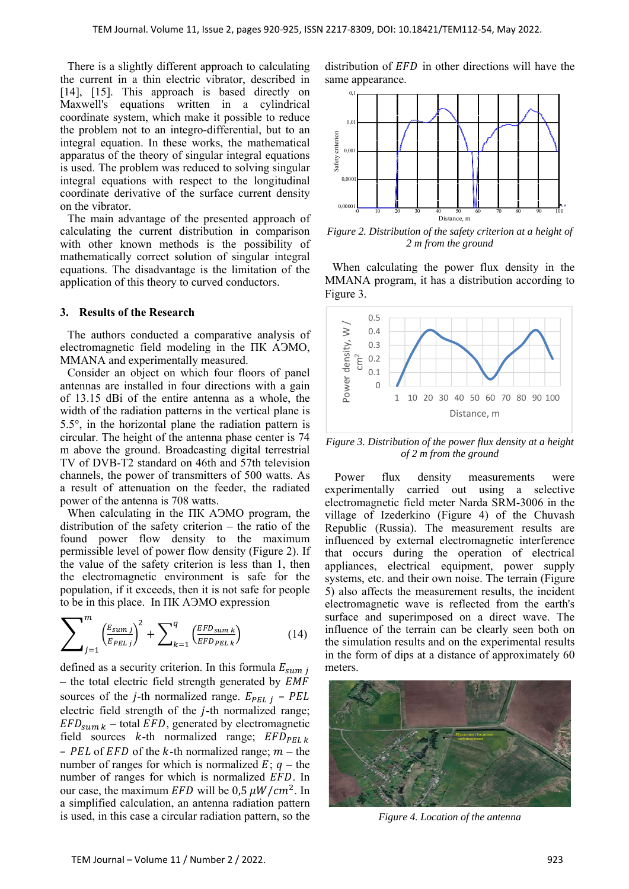There is a slightly different approach to calculating the current in a thin electric vibrator, described in [14], [15]. This approach is based directly on Maxwell's equations written in a cylindrical coordinate system, which make it possible to reduce the problem not to an integro-differential, but to an integral equation. In these works, the mathematical apparatus of the theory of singular integral equations is used. The problem was reduced to solving singular integral equations with respect to the longitudinal coordinate derivative of the surface current density on the vibrator.

The main advantage of the presented approach of calculating the current distribution in comparison with other known methods is the possibility of mathematically correct solution of singular integral equations. The disadvantage is the limitation of the application of this theory to curved conductors.

## 3. Results of the Research

The authors conducted a comparative analysis of electromagnetic field modeling in the ПК АЭМО, MMANA and experimentally measured.

Consider an object on which four floors of panel antennas are installed in four directions with a gain of 13.15 dBi of the entire antenna as a whole, the width of the radiation patterns in the vertical plane is 5.5°, in the horizontal plane the radiation pattern is circular. The height of the antenna phase center is 74 m above the ground. Broadcasting digital terrestrial TV of DVB-T2 standard on 46th and 57th television channels, the power of transmitters of 500 watts. As a result of attenuation on the feeder, the radiated power of the antenna is 708 watts.

When calculating in the ПК АЭМО program, the distribution of the safety criterion – the ratio of the found power flow density to the maximum permissible level of power flow density (Figure 2). If the value of the safety criterion is less than 1, then the electromagnetic environment is safe for the population, if it exceeds, then it is not safe for people to be in this place. In ПК АЭМО expression

$$\sum_{j=1}^{m} \left(\frac{E_{sum\,j}}{E_{PEL\,j}}\right)^2 + \sum_{k=1}^{q} \left(\frac{EFD_{sum\,k}}{EFD_{PEL\,k}}\right) \tag{14}$$

defined as a security criterion. In this formula $E_{sum\,j}$ – the total electric field strength generated by $EMF$ sources of the $j$-th normalized range. $E_{PEL\,j}$ – $PEL$ electric field strength of the $j$-th normalized range; $EFD_{sum\,k}$ – total $EFD$, generated by electromagnetic field sources $k$-th normalized range; $EFD_{PEL\,k}$ – $PEL$ of $EFD$ of the $k$-th normalized range; $m$ – the number of ranges for which is normalized $E$; $q$ – the number of ranges for which is normalized $EFD$. In our case, the maximum $EFD$ will be 0,5 $\mu W/cm^2$. In a simplified calculation, an antenna radiation pattern is used, in this case a circular radiation pattern, so the distribution of $EFD$ in other directions will have the same appearance.

*Figure 2. Distribution of the safety criterion at a height of 2 m from the ground*

When calculating the power flux density in the MMANA program, it has a distribution according to Figure 3.

*Figure 3. Distribution of the power flux density at a height of 2 m from the ground*

Power flux density measurements were experimentally carried out using a selective electromagnetic field meter Narda SRM-3006 in the village of Izederkino (Figure 4) of the Chuvash Republic (Russia). The measurement results are influenced by external electromagnetic interference that occurs during the operation of electrical appliances, electrical equipment, power supply systems, etc. and their own noise. The terrain (Figure 5) also affects the measurement results, the incident electromagnetic wave is reflected from the earth's surface and superimposed on a direct wave. The influence of the terrain can be clearly seen both on the simulation results and on the experimental results in the form of dips at a distance of approximately 60 meters.

*Figure 4. Location of the antenna*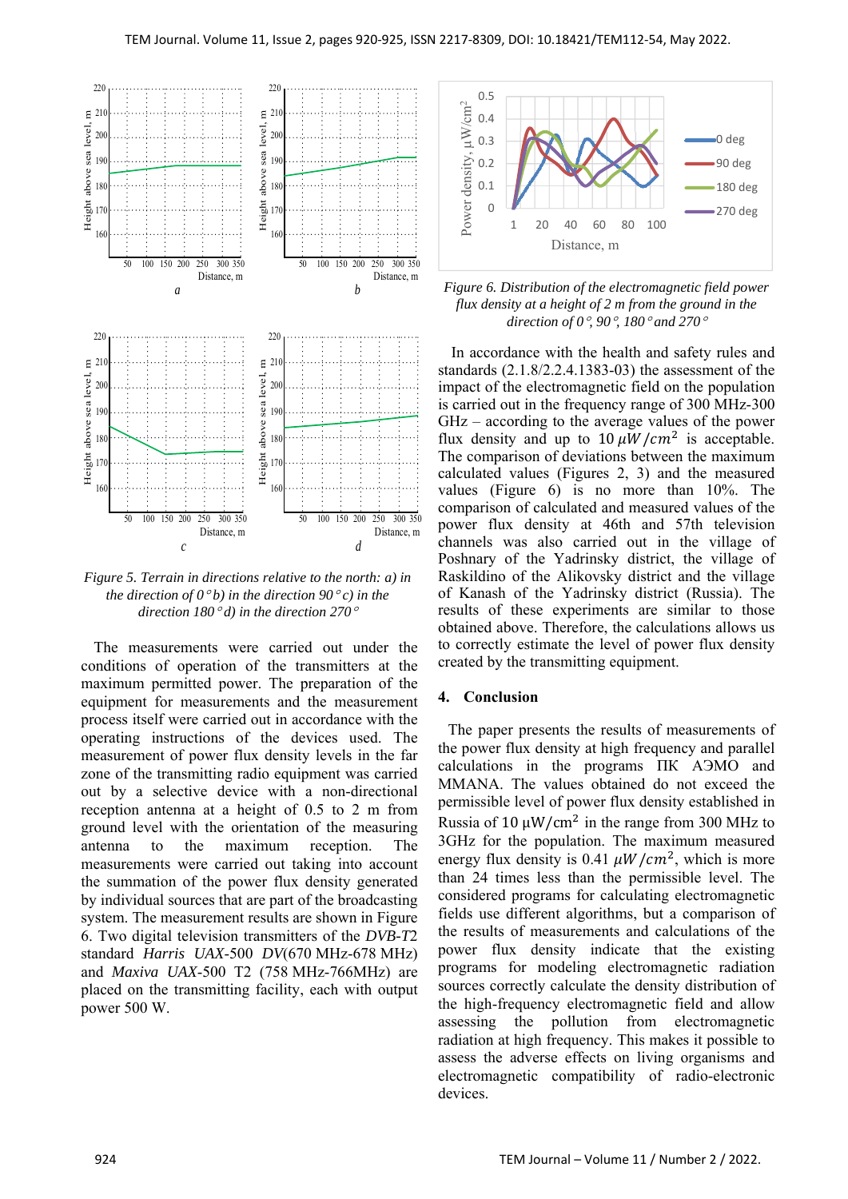Figure 5. Terrain in directions relative to the north: a) in the direction of 0° b) in the direction 90° c) in the direction 180° d) in the direction 270°

The measurements were carried out under the conditions of operation of the transmitters at the maximum permitted power. The preparation of the equipment for measurements and the measurement process itself were carried out in accordance with the operating instructions of the devices used. The measurement of power flux density levels in the far zone of the transmitting radio equipment was carried out by a selective device with a non-directional reception antenna at a height of 0.5 to 2 m from ground level with the orientation of the measuring antenna to the maximum reception. The measurements were carried out taking into account the summation of the power flux density generated by individual sources that are part of the broadcasting system. The measurement results are shown in Figure 6. Two digital television transmitters of the *DVB-T2* standard *Harris UAX-500 DV*(670 MHz-678 MHz) and *Maxiva UAX-500 T2* (758 MHz-766MHz) are placed on the transmitting facility, each with output power 500 W.

Figure 6. Distribution of the electromagnetic field power flux density at a height of 2 m from the ground in the direction of 0°, 90°, 180° and 270°

In accordance with the health and safety rules and standards (2.1.8/2.2.4.1383-03) the assessment of the impact of the electromagnetic field on the population is carried out in the frequency range of 300 MHz-300 GHz – according to the average values of the power flux density and up to $10\,\mu W/cm^2$ is acceptable. The comparison of deviations between the maximum calculated values (Figures 2, 3) and the measured values (Figure 6) is no more than 10%. The comparison of calculated and measured values of the power flux density at 46th and 57th television channels was also carried out in the village of Poshnary of the Yadrinsky district, the village of Raskildino of the Alikovsky district and the village of Kanash of the Yadrinsky district (Russia). The results of these experiments are similar to those obtained above. Therefore, the calculations allows us to correctly estimate the level of power flux density created by the transmitting equipment.

## 4. Conclusion

The paper presents the results of measurements of the power flux density at high frequency and parallel calculations in the programs ПК АЭМО and MMANA. The values obtained do not exceed the permissible level of power flux density established in Russia of $10\ \mu W/cm^2$ in the range from 300 MHz to 3GHz for the population. The maximum measured energy flux density is $0.41\ \mu W/cm^2$, which is more than 24 times less than the permissible level. The considered programs for calculating electromagnetic fields use different algorithms, but a comparison of the results of measurements and calculations of the power flux density indicate that the existing programs for modeling electromagnetic radiation sources correctly calculate the density distribution of the high-frequency electromagnetic field and allow assessing the pollution from electromagnetic radiation at high frequency. This makes it possible to assess the adverse effects on living organisms and electromagnetic compatibility of radio-electronic devices.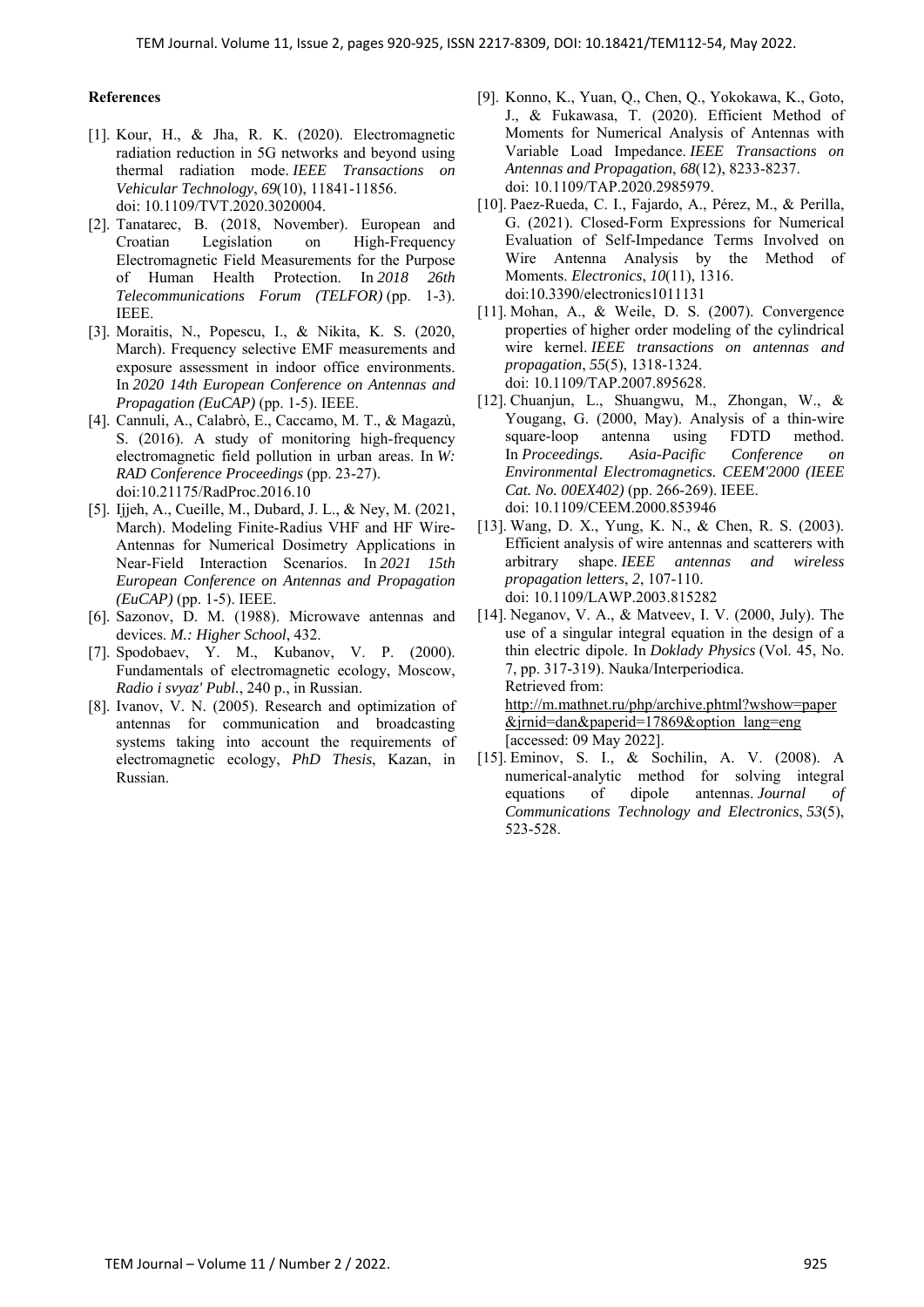## References

[1]. Kour, H., & Jha, R. K. (2020). Electromagnetic radiation reduction in 5G networks and beyond using thermal radiation mode. *IEEE Transactions on Vehicular Technology*, *69*(10), 11841-11856. doi: 10.1109/TVT.2020.3020004.

[2]. Tanatarec, B. (2018, November). European and Croatian Legislation on High-Frequency Electromagnetic Field Measurements for the Purpose of Human Health Protection. In *2018 26th Telecommunications Forum (TELFOR)* (pp. 1-3). IEEE.

[3]. Moraitis, N., Popescu, I., & Nikita, K. S. (2020, March). Frequency selective EMF measurements and exposure assessment in indoor office environments. In *2020 14th European Conference on Antennas and Propagation (EuCAP)* (pp. 1-5). IEEE.

[4]. Cannuli, A., Calabrò, E., Caccamo, M. T., & Magazù, S. (2016). A study of monitoring high-frequency electromagnetic field pollution in urban areas. In *W: RAD Conference Proceedings* (pp. 23-27). doi:10.21175/RadProc.2016.10

[5]. Ijjeh, A., Cueille, M., Dubard, J. L., & Ney, M. (2021, March). Modeling Finite-Radius VHF and HF Wire-Antennas for Numerical Dosimetry Applications in Near-Field Interaction Scenarios. In *2021 15th European Conference on Antennas and Propagation (EuCAP)* (pp. 1-5). IEEE.

[6]. Sazonov, D. M. (1988). Microwave antennas and devices. *M.: Higher School*, 432.

[7]. Spodobaev, Y. M., Kubanov, V. P. (2000). Fundamentals of electromagnetic ecology, Moscow, *Radio i svyaz' Publ.*, 240 p., in Russian.

[8]. Ivanov, V. N. (2005). Research and optimization of antennas for communication and broadcasting systems taking into account the requirements of electromagnetic ecology, *PhD Thesis*, Kazan, in Russian.

[9]. Konno, K., Yuan, Q., Chen, Q., Yokokawa, K., Goto, J., & Fukawasa, T. (2020). Efficient Method of Moments for Numerical Analysis of Antennas with Variable Load Impedance. *IEEE Transactions on Antennas and Propagation*, *68*(12), 8233-8237. doi: 10.1109/TAP.2020.2985979.

[10]. Paez-Rueda, C. I., Fajardo, A., Pérez, M., & Perilla, G. (2021). Closed-Form Expressions for Numerical Evaluation of Self-Impedance Terms Involved on Wire Antenna Analysis by the Method of Moments. *Electronics*, *10*(11), 1316. doi:10.3390/electronics1011131

[11]. Mohan, A., & Weile, D. S. (2007). Convergence properties of higher order modeling of the cylindrical wire kernel. *IEEE transactions on antennas and propagation*, *55*(5), 1318-1324. doi: 10.1109/TAP.2007.895628.

[12]. Chuanjun, L., Shuangwu, M., Zhongan, W., & Yougang, G. (2000, May). Analysis of a thin-wire square-loop antenna using FDTD method. In *Proceedings. Asia-Pacific Conference on Environmental Electromagnetics. CEEM'2000 (IEEE Cat. No. 00EX402)* (pp. 266-269). IEEE. doi: 10.1109/CEEM.2000.853946

[13]. Wang, D. X., Yung, K. N., & Chen, R. S. (2003). Efficient analysis of wire antennas and scatterers with arbitrary shape. *IEEE antennas and wireless propagation letters*, *2*, 107-110. doi: 10.1109/LAWP.2003.815282

[14]. Neganov, V. A., & Matveev, I. V. (2000, July). The use of a singular integral equation in the design of a thin electric dipole. In *Doklady Physics* (Vol. 45, No. 7, pp. 317-319). Nauka/Interperiodica. Retrieved from: http://m.mathnet.ru/php/archive.phtml?wshow=paper&jrnid=dan&paperid=17869&option_lang=eng [accessed: 09 May 2022].

[15]. Eminov, S. I., & Sochilin, A. V. (2008). A numerical-analytic method for solving integral equations of dipole antennas. *Journal of Communications Technology and Electronics*, *53*(5), 523-528.